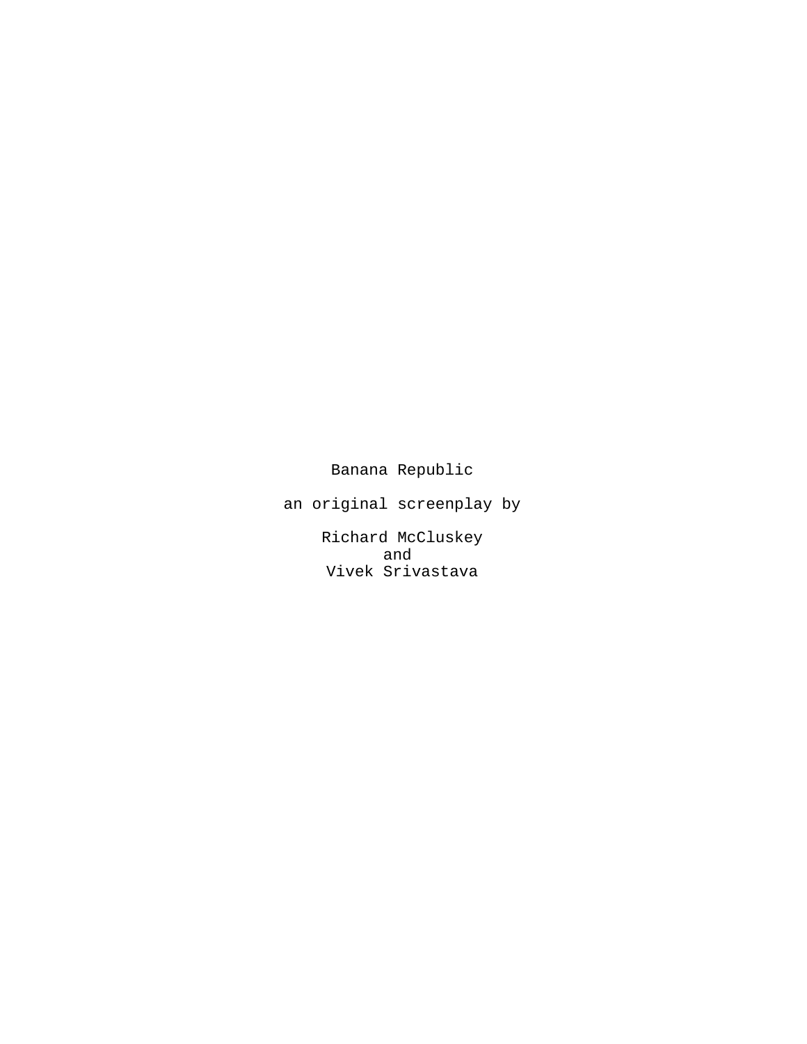# Banana Republic

an original screenplay by

Richard McCluskey
and
Vivek Srivastava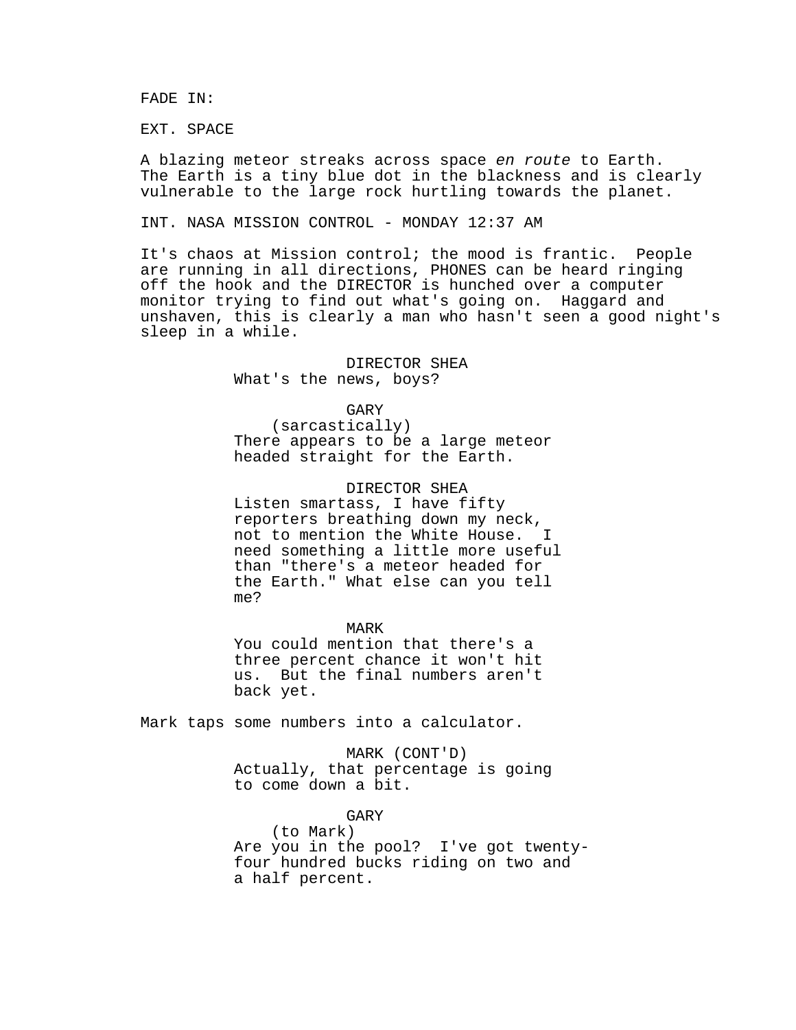FADE IN:

EXT. SPACE

A blazing meteor streaks across space *en route* to Earth. The Earth is a tiny blue dot in the blackness and is clearly vulnerable to the large rock hurtling towards the planet.

INT. NASA MISSION CONTROL - MONDAY 12:37 AM

It's chaos at Mission control; the mood is frantic. People are running in all directions, PHONES can be heard ringing off the hook and the DIRECTOR is hunched over a computer monitor trying to find out what's going on. Haggard and unshaven, this is clearly a man who hasn't seen a good night's sleep in a while.

DIRECTOR SHEA
What's the news, boys?

GARY
(sarcastically)
There appears to be a large meteor headed straight for the Earth.

DIRECTOR SHEA
Listen smartass, I have fifty reporters breathing down my neck, not to mention the White House. I need something a little more useful than "there's a meteor headed for the Earth." What else can you tell me?

MARK
You could mention that there's a three percent chance it won't hit us. But the final numbers aren't back yet.

Mark taps some numbers into a calculator.

MARK (CONT'D)
Actually, that percentage is going to come down a bit.

GARY
(to Mark)
Are you in the pool? I've got twenty-four hundred bucks riding on two and a half percent.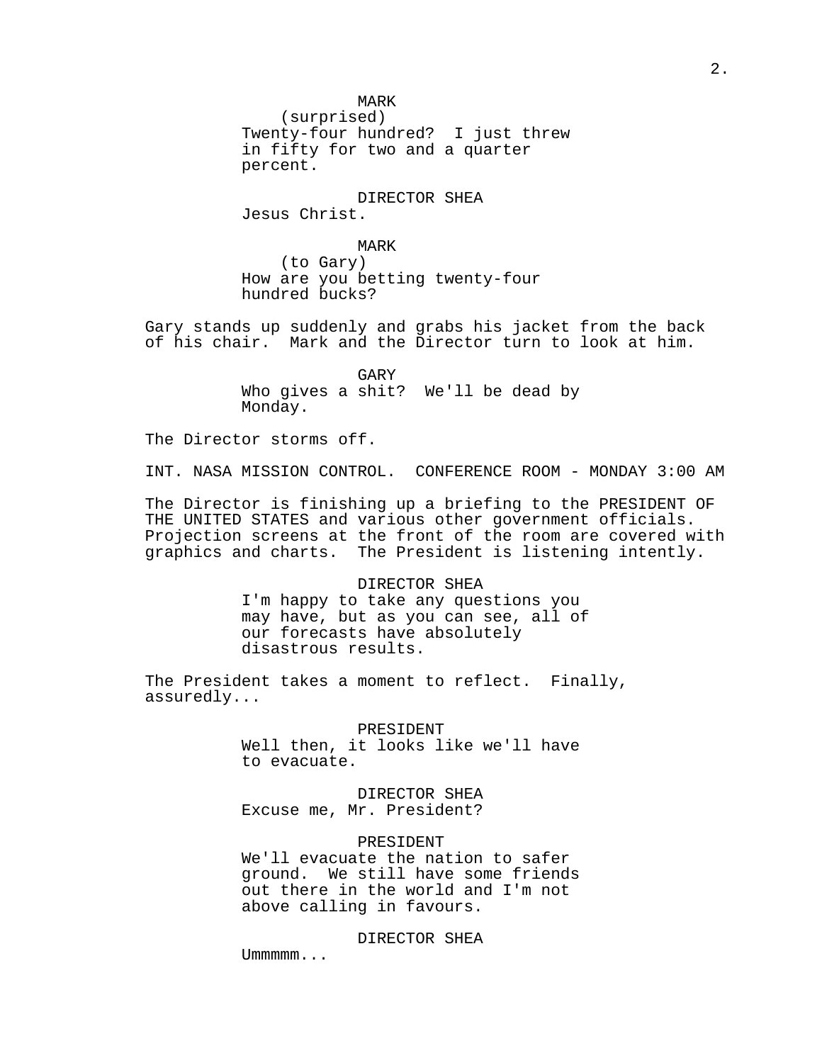MARK
(surprised)
Twenty-four hundred? I just threw in fifty for two and a quarter percent.

DIRECTOR SHEA
Jesus Christ.

MARK
(to Gary)
How are you betting twenty-four hundred bucks?

Gary stands up suddenly and grabs his jacket from the back of his chair. Mark and the Director turn to look at him.

GARY
Who gives a shit? We'll be dead by Monday.

The Director storms off.

INT. NASA MISSION CONTROL. CONFERENCE ROOM - MONDAY 3:00 AM

The Director is finishing up a briefing to the PRESIDENT OF THE UNITED STATES and various other government officials. Projection screens at the front of the room are covered with graphics and charts. The President is listening intently.

DIRECTOR SHEA
I'm happy to take any questions you may have, but as you can see, all of our forecasts have absolutely disastrous results.

The President takes a moment to reflect. Finally, assuredly...

PRESIDENT
Well then, it looks like we'll have to evacuate.

DIRECTOR SHEA
Excuse me, Mr. President?

PRESIDENT
We'll evacuate the nation to safer ground. We still have some friends out there in the world and I'm not above calling in favours.

DIRECTOR SHEA
Ummmmm...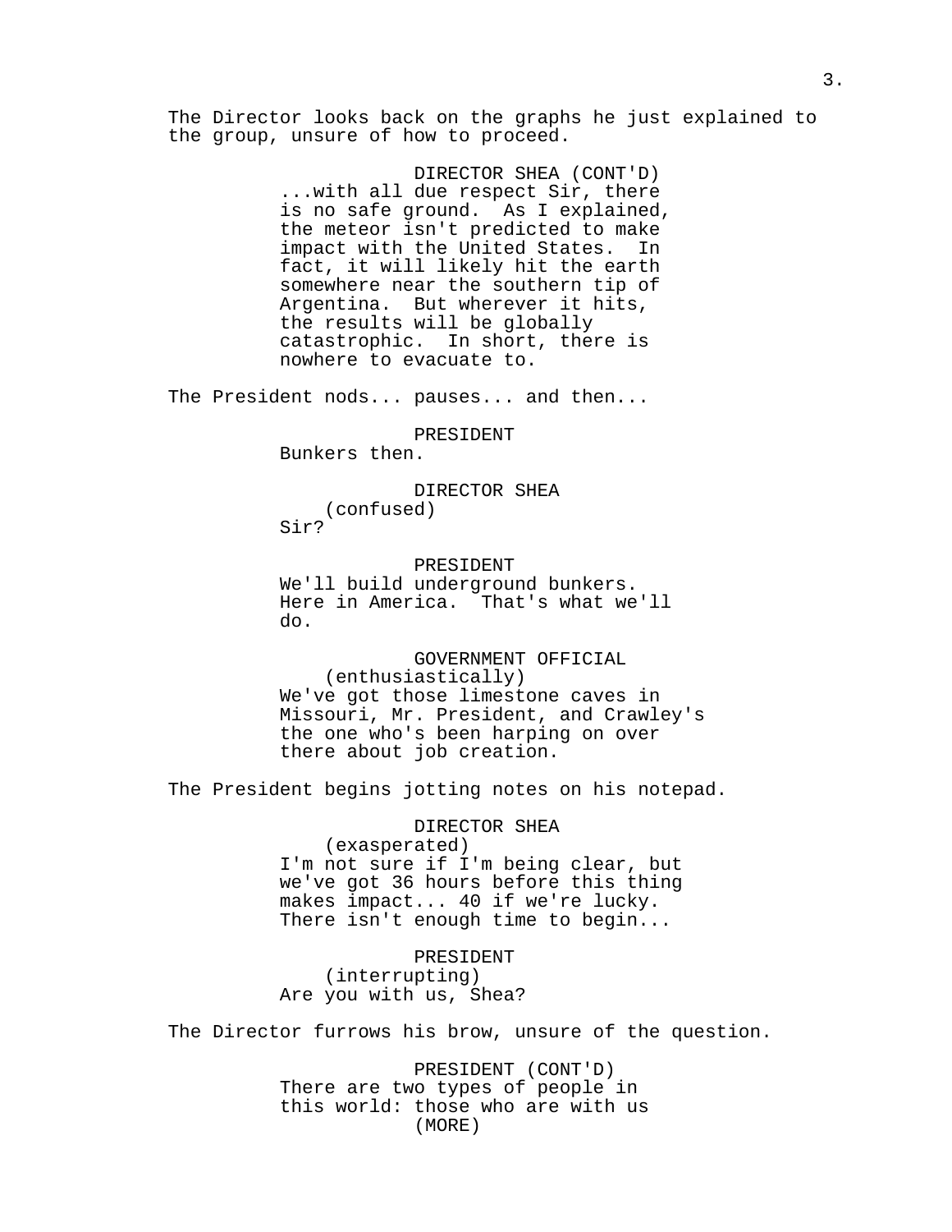The Director looks back on the graphs he just explained to the group, unsure of how to proceed.

DIRECTOR SHEA (CONT'D)
...with all due respect Sir, there is no safe ground. As I explained, the meteor isn't predicted to make impact with the United States. In fact, it will likely hit the earth somewhere near the southern tip of Argentina. But wherever it hits, the results will be globally catastrophic. In short, there is nowhere to evacuate to.

The President nods... pauses... and then...

PRESIDENT
Bunkers then.

DIRECTOR SHEA
(confused)
Sir?

PRESIDENT
We'll build underground bunkers. Here in America. That's what we'll do.

GOVERNMENT OFFICIAL
(enthusiastically)
We've got those limestone caves in Missouri, Mr. President, and Crawley's the one who's been harping on over there about job creation.

The President begins jotting notes on his notepad.

DIRECTOR SHEA
(exasperated)
I'm not sure if I'm being clear, but we've got 36 hours before this thing makes impact... 40 if we're lucky. There isn't enough time to begin...

PRESIDENT
(interrupting)
Are you with us, Shea?

The Director furrows his brow, unsure of the question.

PRESIDENT (CONT'D)
There are two types of people in this world: those who are with us
(MORE)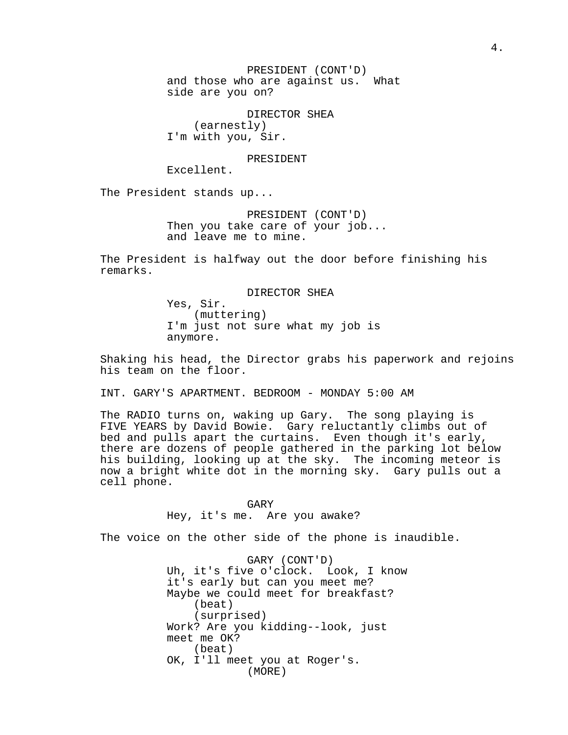PRESIDENT (CONT'D)
and those who are against us. What side are you on?

DIRECTOR SHEA
(earnestly)
I'm with you, Sir.

PRESIDENT
Excellent.

The President stands up...

PRESIDENT (CONT'D)
Then you take care of your job... and leave me to mine.

The President is halfway out the door before finishing his remarks.

DIRECTOR SHEA
Yes, Sir.
(muttering)
I'm just not sure what my job is anymore.

Shaking his head, the Director grabs his paperwork and rejoins his team on the floor.

INT. GARY'S APARTMENT. BEDROOM - MONDAY 5:00 AM

The RADIO turns on, waking up Gary. The song playing is FIVE YEARS by David Bowie. Gary reluctantly climbs out of bed and pulls apart the curtains. Even though it's early, there are dozens of people gathered in the parking lot below his building, looking up at the sky. The incoming meteor is now a bright white dot in the morning sky. Gary pulls out a cell phone.

GARY
Hey, it's me. Are you awake?

The voice on the other side of the phone is inaudible.

GARY (CONT'D)
Uh, it's five o'clock. Look, I know it's early but can you meet me? Maybe we could meet for breakfast?
(beat)
(surprised)
Work? Are you kidding--look, just meet me OK?
(beat)
OK, I'll meet you at Roger's.
(MORE)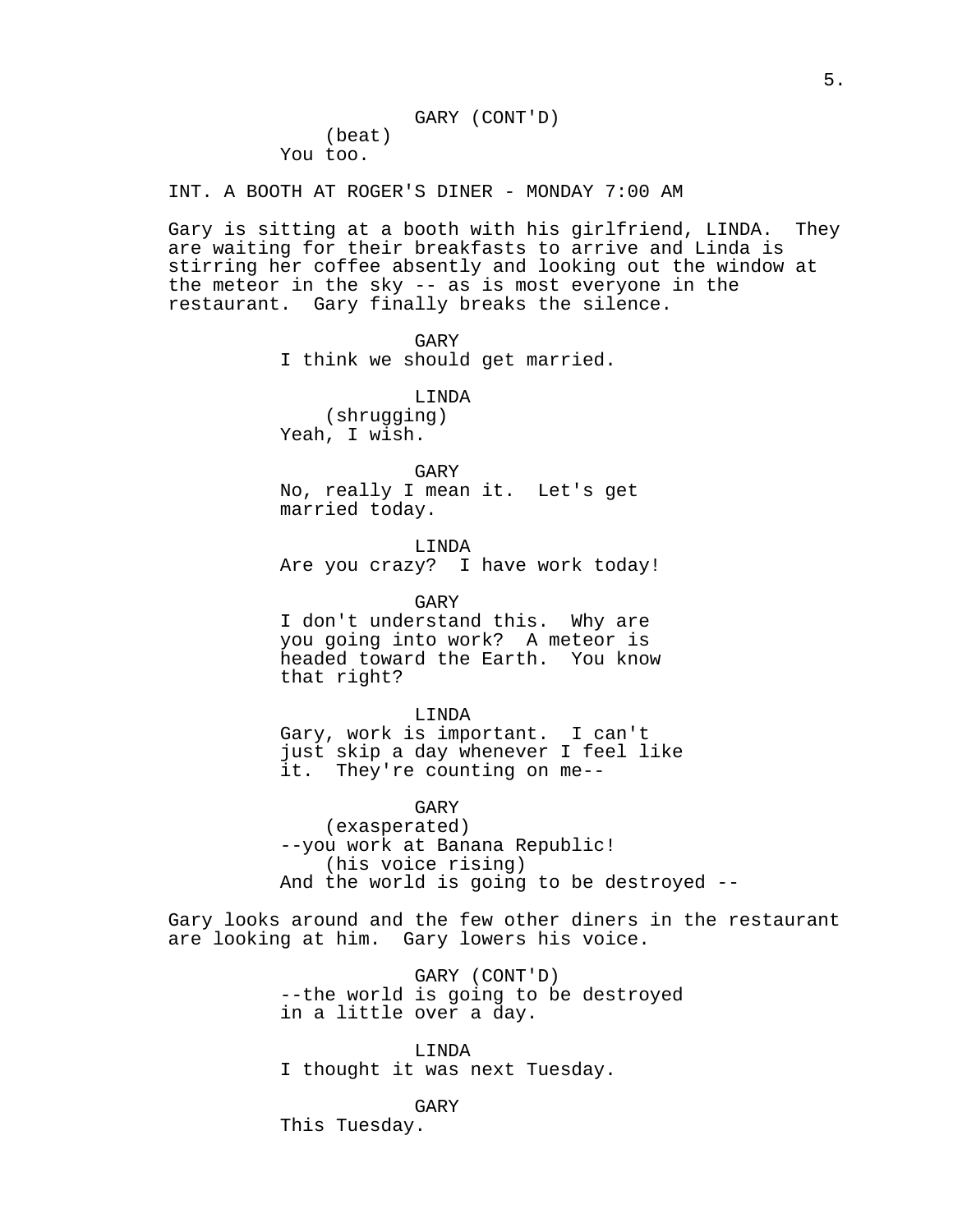GARY (CONT'D)
(beat)
You too.

INT. A BOOTH AT ROGER'S DINER - MONDAY 7:00 AM

Gary is sitting at a booth with his girlfriend, LINDA. They are waiting for their breakfasts to arrive and Linda is stirring her coffee absently and looking out the window at the meteor in the sky -- as is most everyone in the restaurant. Gary finally breaks the silence.

GARY
I think we should get married.

LINDA
(shrugging)
Yeah, I wish.

GARY
No, really I mean it. Let's get married today.

LINDA
Are you crazy? I have work today!

GARY
I don't understand this. Why are you going into work? A meteor is headed toward the Earth. You know that right?

LINDA
Gary, work is important. I can't just skip a day whenever I feel like it. They're counting on me--

GARY
(exasperated)
--you work at Banana Republic!
(his voice rising)
And the world is going to be destroyed --

Gary looks around and the few other diners in the restaurant are looking at him. Gary lowers his voice.

GARY (CONT'D)
--the world is going to be destroyed in a little over a day.

LINDA
I thought it was next Tuesday.

GARY
This Tuesday.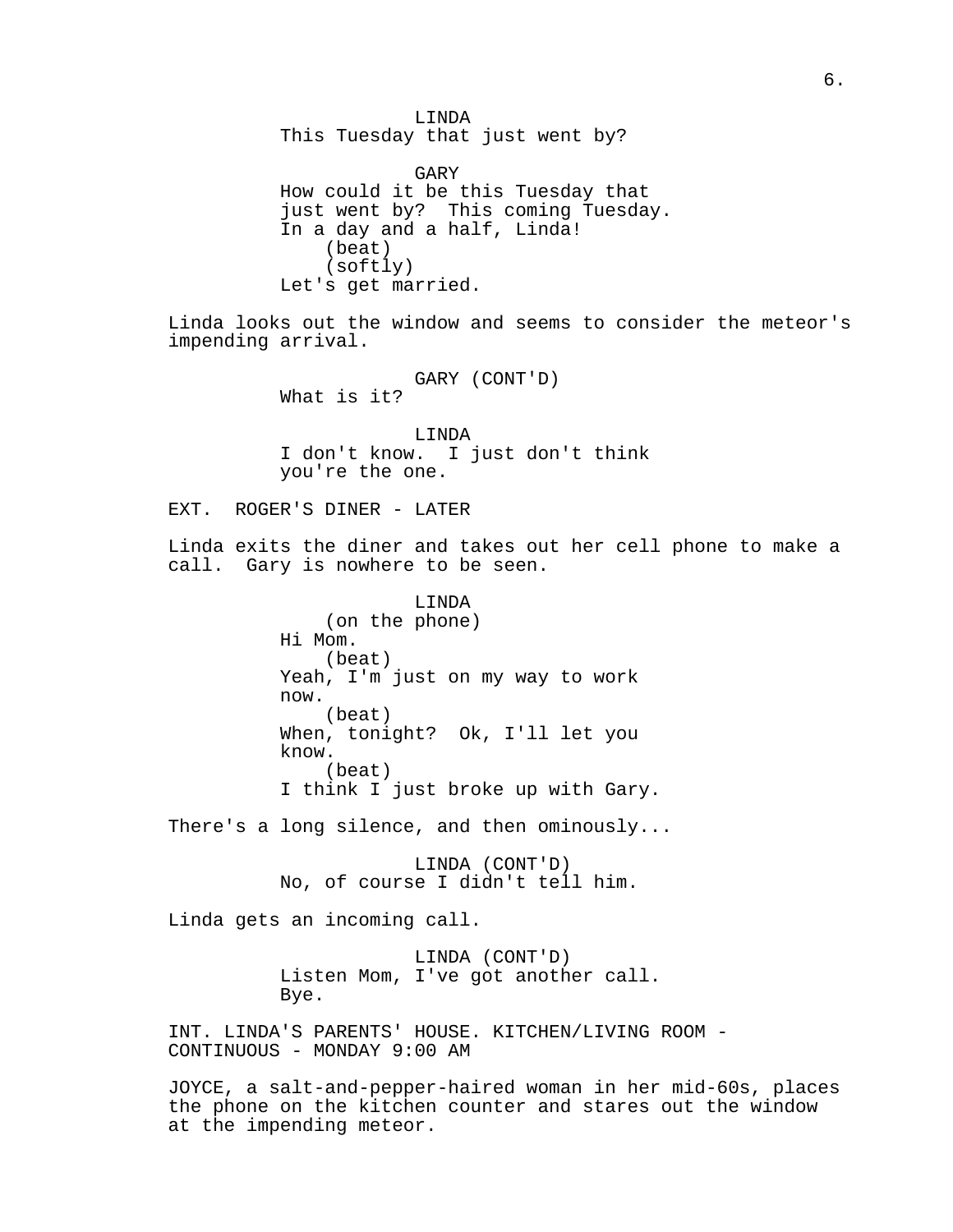LINDA
This Tuesday that just went by?

GARY
How could it be this Tuesday that just went by? This coming Tuesday. In a day and a half, Linda!
(beat)
(softly)
Let's get married.

Linda looks out the window and seems to consider the meteor's impending arrival.

GARY (CONT'D)
What is it?

LINDA
I don't know. I just don't think you're the one.

EXT. ROGER'S DINER - LATER

Linda exits the diner and takes out her cell phone to make a call. Gary is nowhere to be seen.

LINDA
(on the phone)
Hi Mom.
(beat)
Yeah, I'm just on my way to work now.
(beat)
When, tonight? Ok, I'll let you know.
(beat)
I think I just broke up with Gary.

There's a long silence, and then ominously...

LINDA (CONT'D)
No, of course I didn't tell him.

Linda gets an incoming call.

LINDA (CONT'D)
Listen Mom, I've got another call. Bye.

INT. LINDA'S PARENTS' HOUSE. KITCHEN/LIVING ROOM - CONTINUOUS - MONDAY 9:00 AM

JOYCE, a salt-and-pepper-haired woman in her mid-60s, places the phone on the kitchen counter and stares out the window at the impending meteor.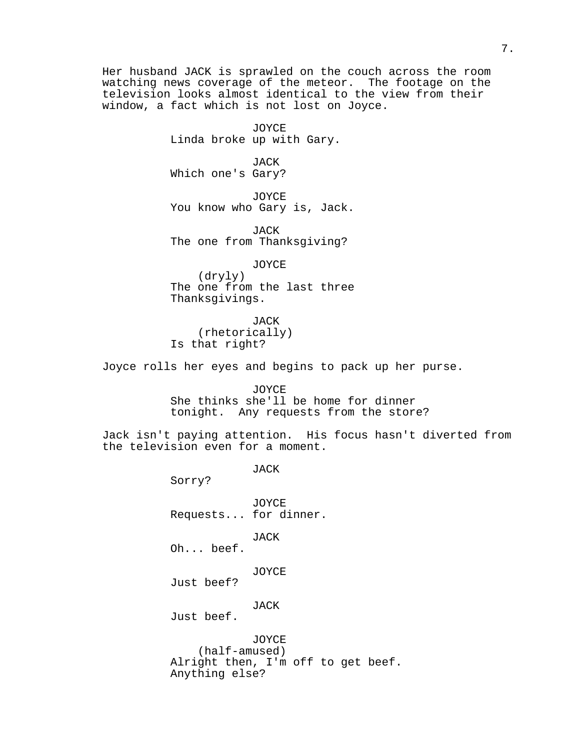Her husband JACK is sprawled on the couch across the room watching news coverage of the meteor. The footage on the television looks almost identical to the view from their window, a fact which is not lost on Joyce.

JOYCE
Linda broke up with Gary.

JACK
Which one's Gary?

JOYCE
You know who Gary is, Jack.

JACK
The one from Thanksgiving?

JOYCE
(dryly)
The one from the last three Thanksgivings.

JACK
(rhetorically)
Is that right?

Joyce rolls her eyes and begins to pack up her purse.

JOYCE
She thinks she'll be home for dinner tonight. Any requests from the store?

Jack isn't paying attention. His focus hasn't diverted from the television even for a moment.

JACK
Sorry?

JOYCE
Requests... for dinner.

JACK
Oh... beef.

JOYCE
Just beef?

JACK
Just beef.

JOYCE
(half-amused)
Alright then, I'm off to get beef. Anything else?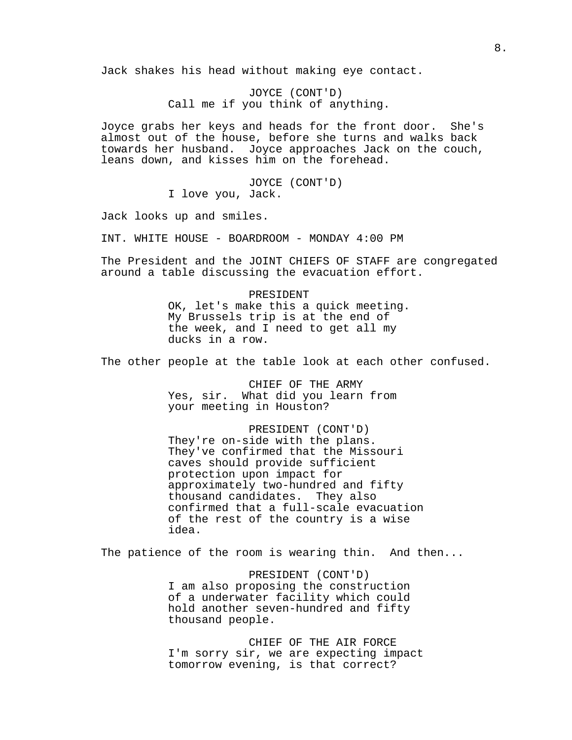Jack shakes his head without making eye contact.

JOYCE (CONT'D)
Call me if you think of anything.

Joyce grabs her keys and heads for the front door.  She's almost out of the house, before she turns and walks back towards her husband.  Joyce approaches Jack on the couch, leans down, and kisses him on the forehead.

JOYCE (CONT'D)
I love you, Jack.

Jack looks up and smiles.

INT. WHITE HOUSE - BOARDROOM - MONDAY 4:00 PM

The President and the JOINT CHIEFS OF STAFF are congregated around a table discussing the evacuation effort.

PRESIDENT
OK, let's make this a quick meeting. My Brussels trip is at the end of the week, and I need to get all my ducks in a row.

The other people at the table look at each other confused.

CHIEF OF THE ARMY
Yes, sir.  What did you learn from your meeting in Houston?

PRESIDENT (CONT'D)
They're on-side with the plans. They've confirmed that the Missouri caves should provide sufficient protection upon impact for approximately two-hundred and fifty thousand candidates.  They also confirmed that a full-scale evacuation of the rest of the country is a wise idea.

The patience of the room is wearing thin.  And then...

PRESIDENT (CONT'D)
I am also proposing the construction of a underwater facility which could hold another seven-hundred and fifty thousand people.

CHIEF OF THE AIR FORCE
I'm sorry sir, we are expecting impact tomorrow evening, is that correct?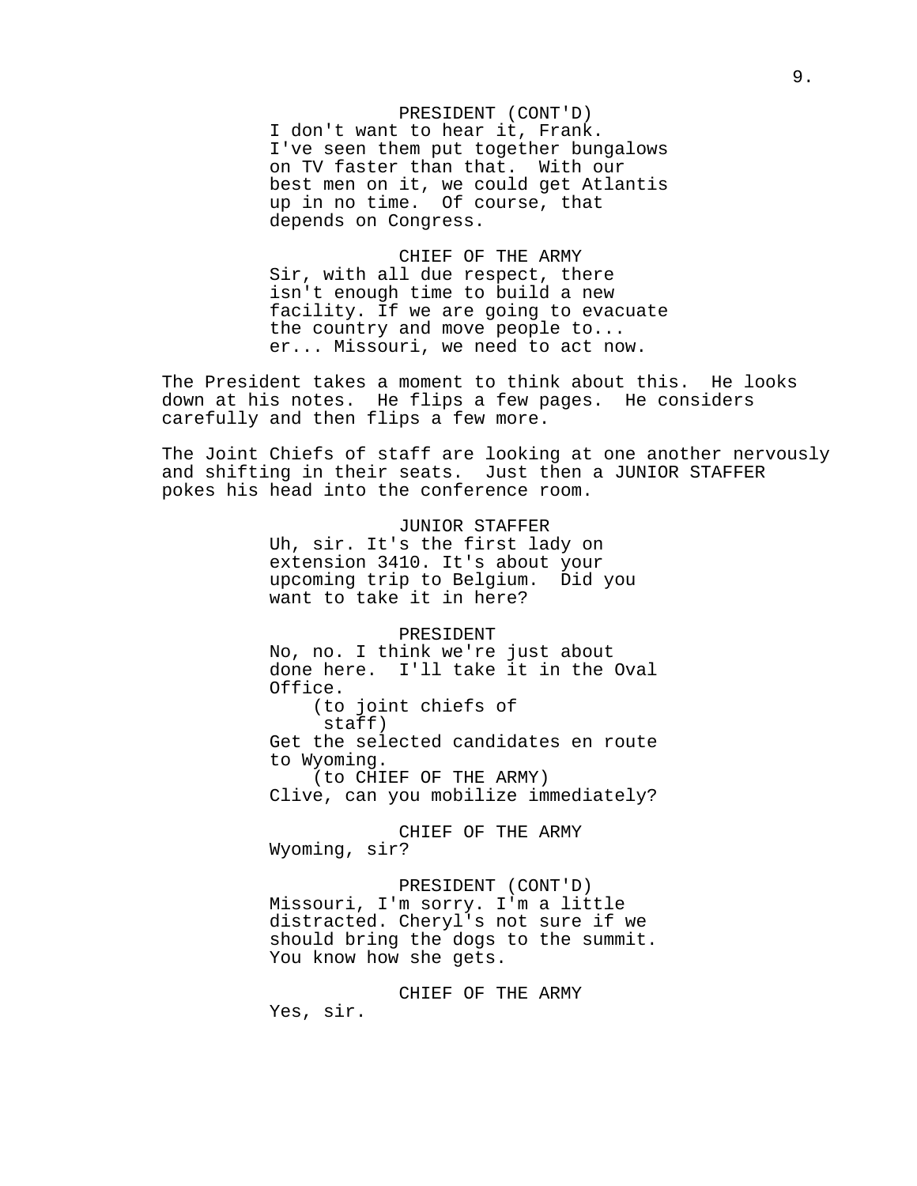PRESIDENT (CONT'D)
I don't want to hear it, Frank. I've seen them put together bungalows on TV faster than that. With our best men on it, we could get Atlantis up in no time. Of course, that depends on Congress.

CHIEF OF THE ARMY
Sir, with all due respect, there isn't enough time to build a new facility. If we are going to evacuate the country and move people to... er... Missouri, we need to act now.

The President takes a moment to think about this. He looks down at his notes. He flips a few pages. He considers carefully and then flips a few more.

The Joint Chiefs of staff are looking at one another nervously and shifting in their seats. Just then a JUNIOR STAFFER pokes his head into the conference room.

JUNIOR STAFFER
Uh, sir. It's the first lady on extension 3410. It's about your upcoming trip to Belgium. Did you want to take it in here?

PRESIDENT
No, no. I think we're just about done here. I'll take it in the Oval Office.
(to joint chiefs of staff)
Get the selected candidates en route to Wyoming.
(to CHIEF OF THE ARMY)
Clive, can you mobilize immediately?

CHIEF OF THE ARMY
Wyoming, sir?

PRESIDENT (CONT'D)
Missouri, I'm sorry. I'm a little distracted. Cheryl's not sure if we should bring the dogs to the summit. You know how she gets.

CHIEF OF THE ARMY
Yes, sir.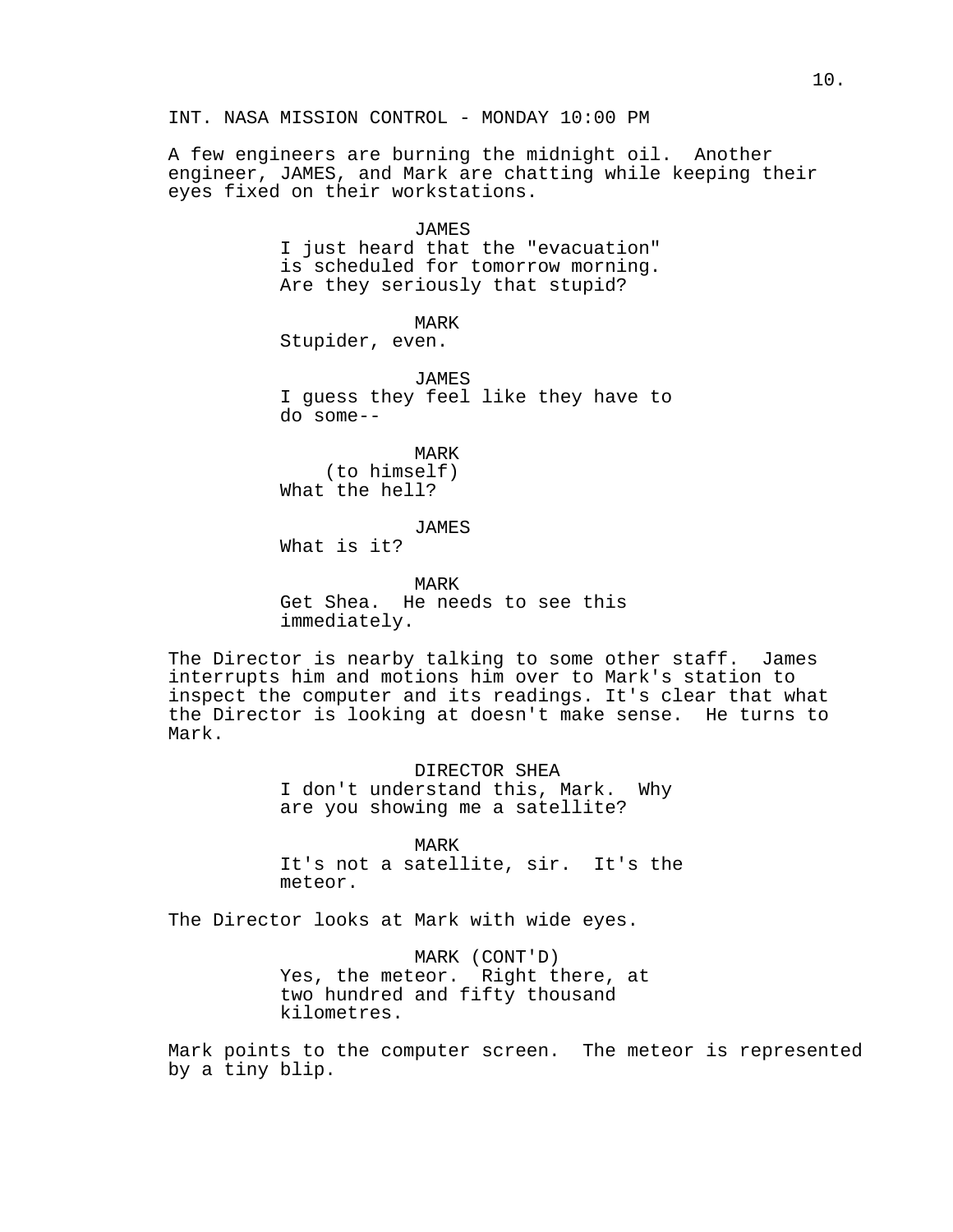INT. NASA MISSION CONTROL - MONDAY 10:00 PM

A few engineers are burning the midnight oil. Another engineer, JAMES, and Mark are chatting while keeping their eyes fixed on their workstations.

JAMES
I just heard that the "evacuation" is scheduled for tomorrow morning. Are they seriously that stupid?

MARK
Stupider, even.

JAMES
I guess they feel like they have to do some--

MARK
(to himself)
What the hell?

JAMES
What is it?

MARK
Get Shea. He needs to see this immediately.

The Director is nearby talking to some other staff. James interrupts him and motions him over to Mark's station to inspect the computer and its readings. It's clear that what the Director is looking at doesn't make sense. He turns to Mark.

DIRECTOR SHEA
I don't understand this, Mark. Why are you showing me a satellite?

MARK
It's not a satellite, sir. It's the meteor.

The Director looks at Mark with wide eyes.

MARK (CONT'D)
Yes, the meteor. Right there, at two hundred and fifty thousand kilometres.

Mark points to the computer screen. The meteor is represented by a tiny blip.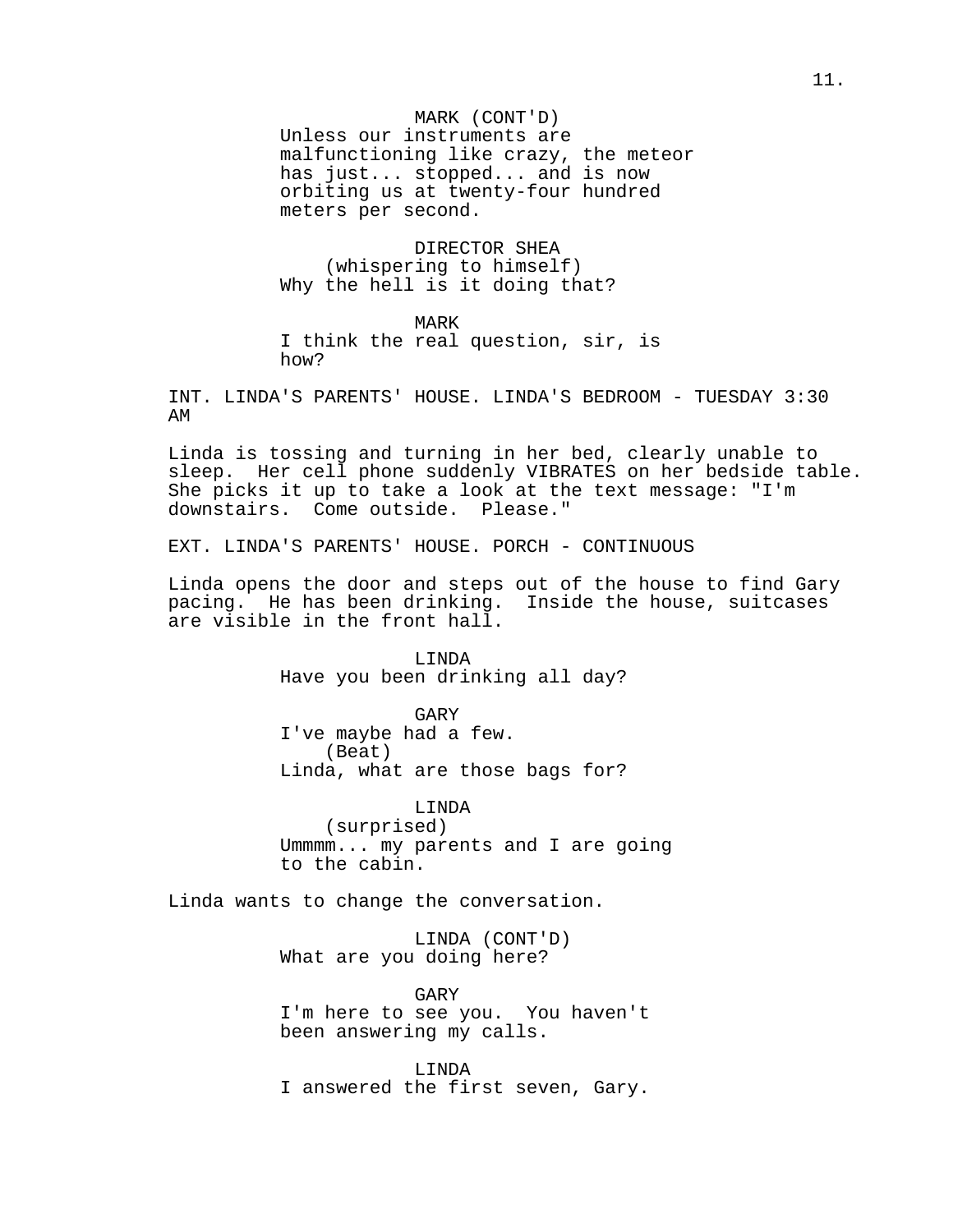MARK (CONT'D)
Unless our instruments are malfunctioning like crazy, the meteor has just... stopped... and is now orbiting us at twenty-four hundred meters per second.

DIRECTOR SHEA
(whispering to himself)
Why the hell is it doing that?

MARK
I think the real question, sir, is how?

INT. LINDA'S PARENTS' HOUSE. LINDA'S BEDROOM - TUESDAY 3:30 AM

Linda is tossing and turning in her bed, clearly unable to sleep. Her cell phone suddenly VIBRATES on her bedside table. She picks it up to take a look at the text message: "I'm downstairs. Come outside. Please."

EXT. LINDA'S PARENTS' HOUSE. PORCH - CONTINUOUS

Linda opens the door and steps out of the house to find Gary pacing. He has been drinking. Inside the house, suitcases are visible in the front hall.

LINDA
Have you been drinking all day?

GARY
I've maybe had a few.
(Beat)
Linda, what are those bags for?

LINDA
(surprised)
Ummmm... my parents and I are going to the cabin.

Linda wants to change the conversation.

LINDA (CONT'D)
What are you doing here?

GARY
I'm here to see you. You haven't been answering my calls.

LINDA
I answered the first seven, Gary.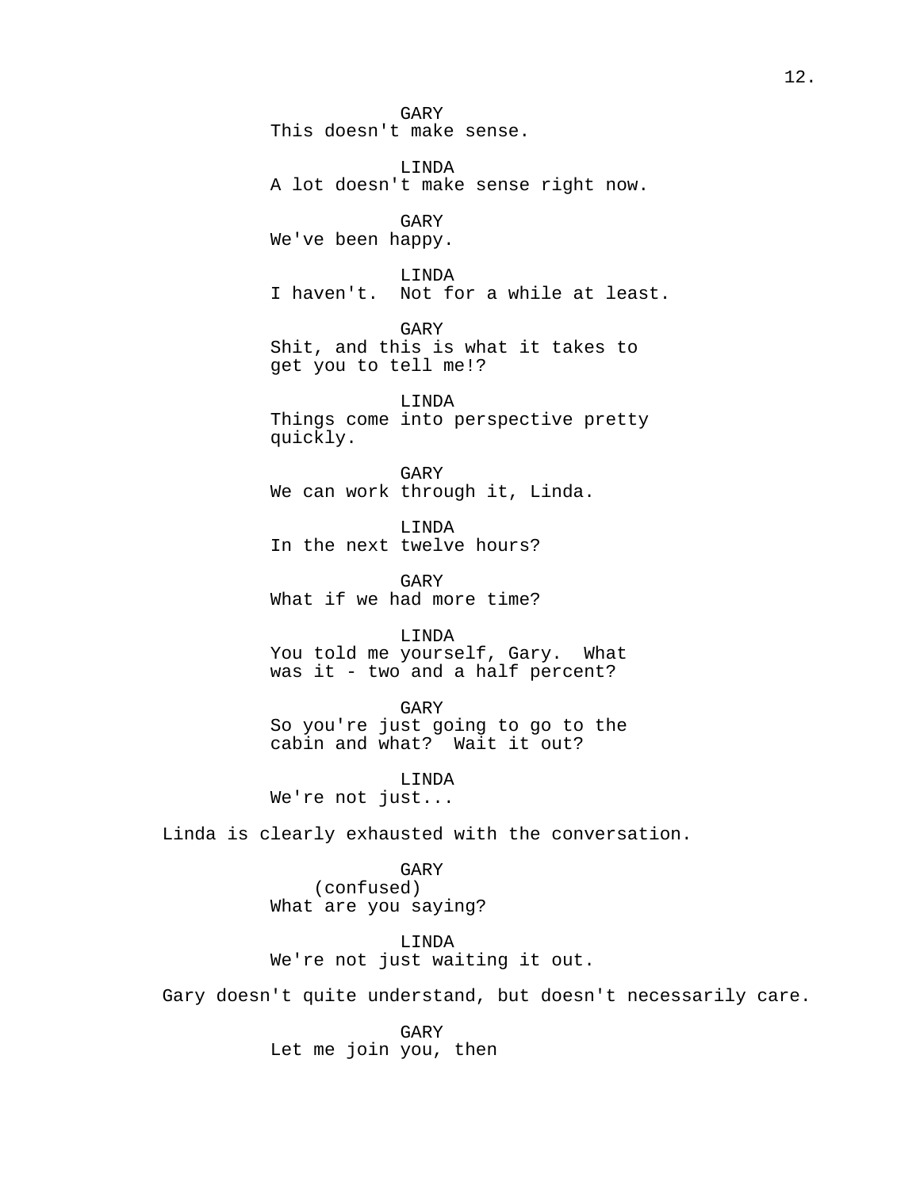GARY

This doesn't make sense.

LINDA

A lot doesn't make sense right now.

GARY

We've been happy.

LINDA

I haven't.  Not for a while at least.

GARY

Shit, and this is what it takes to get you to tell me!?

LINDA

Things come into perspective pretty quickly.

GARY

We can work through it, Linda.

LINDA

In the next twelve hours?

GARY

What if we had more time?

LINDA

You told me yourself, Gary.  What was it - two and a half percent?

GARY

So you're just going to go to the cabin and what?  Wait it out?

LINDA

We're not just...

Linda is clearly exhausted with the conversation.

GARY

(confused)

What are you saying?

LINDA

We're not just waiting it out.

Gary doesn't quite understand, but doesn't necessarily care.

GARY

Let me join you, then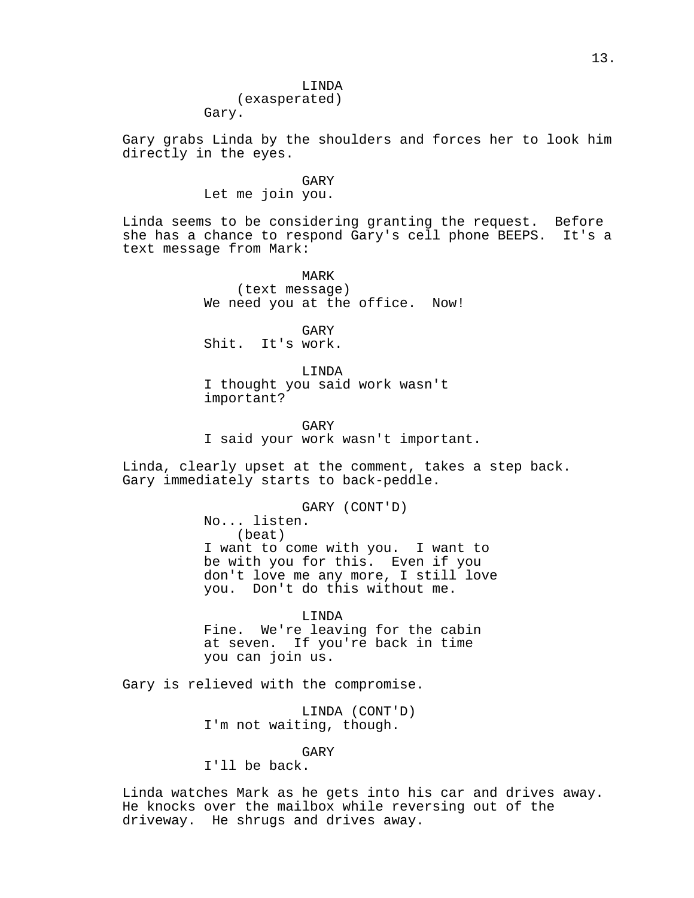LINDA
(exasperated)
Gary.

Gary grabs Linda by the shoulders and forces her to look him directly in the eyes.

GARY
Let me join you.

Linda seems to be considering granting the request. Before she has a chance to respond Gary's cell phone BEEPS. It's a text message from Mark:

MARK
(text message)
We need you at the office. Now!

GARY
Shit. It's work.

LINDA
I thought you said work wasn't important?

GARY
I said your work wasn't important.

Linda, clearly upset at the comment, takes a step back. Gary immediately starts to back-peddle.

GARY (CONT'D)
No... listen.
(beat)
I want to come with you. I want to be with you for this. Even if you don't love me any more, I still love you. Don't do this without me.

LINDA
Fine. We're leaving for the cabin at seven. If you're back in time you can join us.

Gary is relieved with the compromise.

LINDA (CONT'D)
I'm not waiting, though.

GARY
I'll be back.

Linda watches Mark as he gets into his car and drives away. He knocks over the mailbox while reversing out of the driveway. He shrugs and drives away.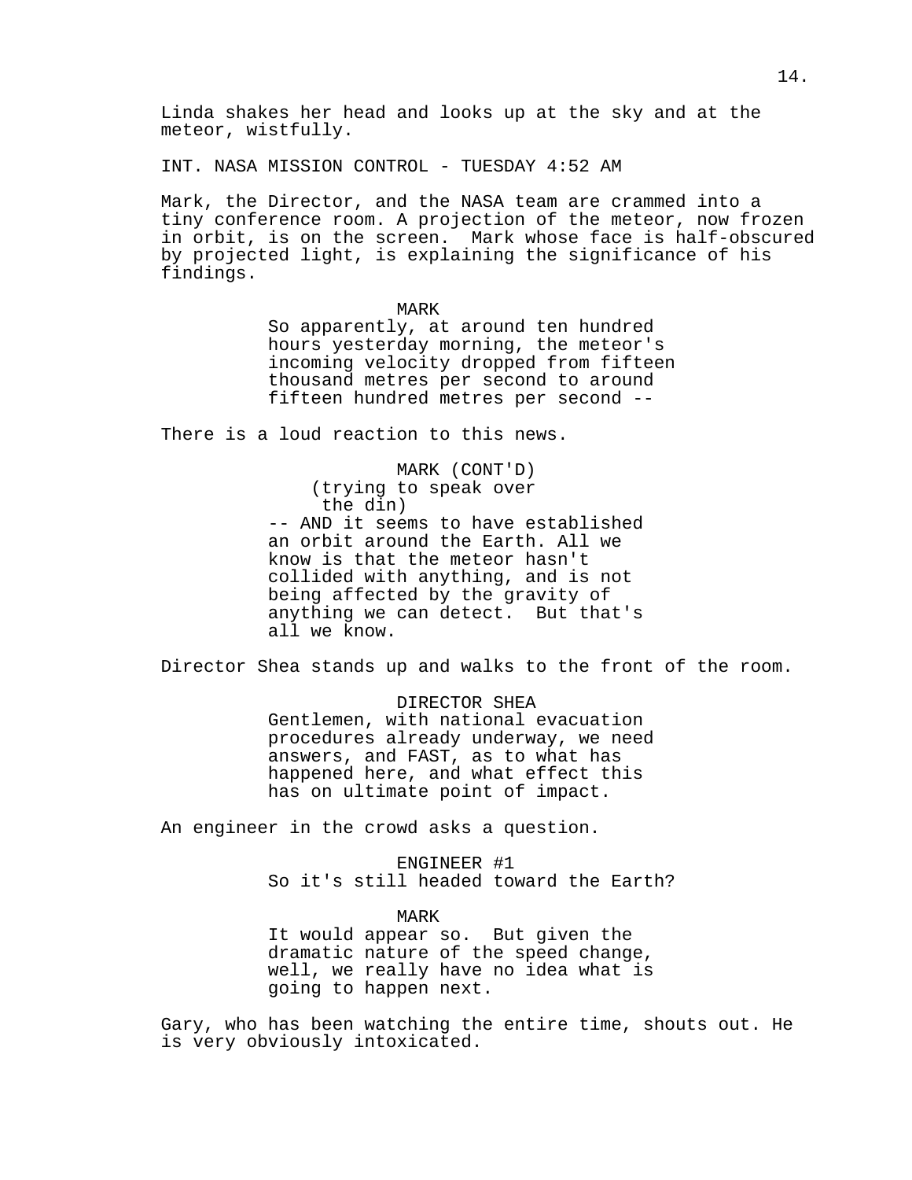Linda shakes her head and looks up at the sky and at the meteor, wistfully.

INT. NASA MISSION CONTROL - TUESDAY 4:52 AM

Mark, the Director, and the NASA team are crammed into a tiny conference room. A projection of the meteor, now frozen in orbit, is on the screen.  Mark whose face is half-obscured by projected light, is explaining the significance of his findings.

MARK
So apparently, at around ten hundred hours yesterday morning, the meteor's incoming velocity dropped from fifteen thousand metres per second to around fifteen hundred metres per second --

There is a loud reaction to this news.

MARK (CONT'D)
(trying to speak over the din)
-- AND it seems to have established an orbit around the Earth. All we know is that the meteor hasn't collided with anything, and is not being affected by the gravity of anything we can detect.  But that's all we know.

Director Shea stands up and walks to the front of the room.

DIRECTOR SHEA
Gentlemen, with national evacuation procedures already underway, we need answers, and FAST, as to what has happened here, and what effect this has on ultimate point of impact.

An engineer in the crowd asks a question.

ENGINEER #1
So it's still headed toward the Earth?

MARK
It would appear so.  But given the dramatic nature of the speed change, well, we really have no idea what is going to happen next.

Gary, who has been watching the entire time, shouts out. He is very obviously intoxicated.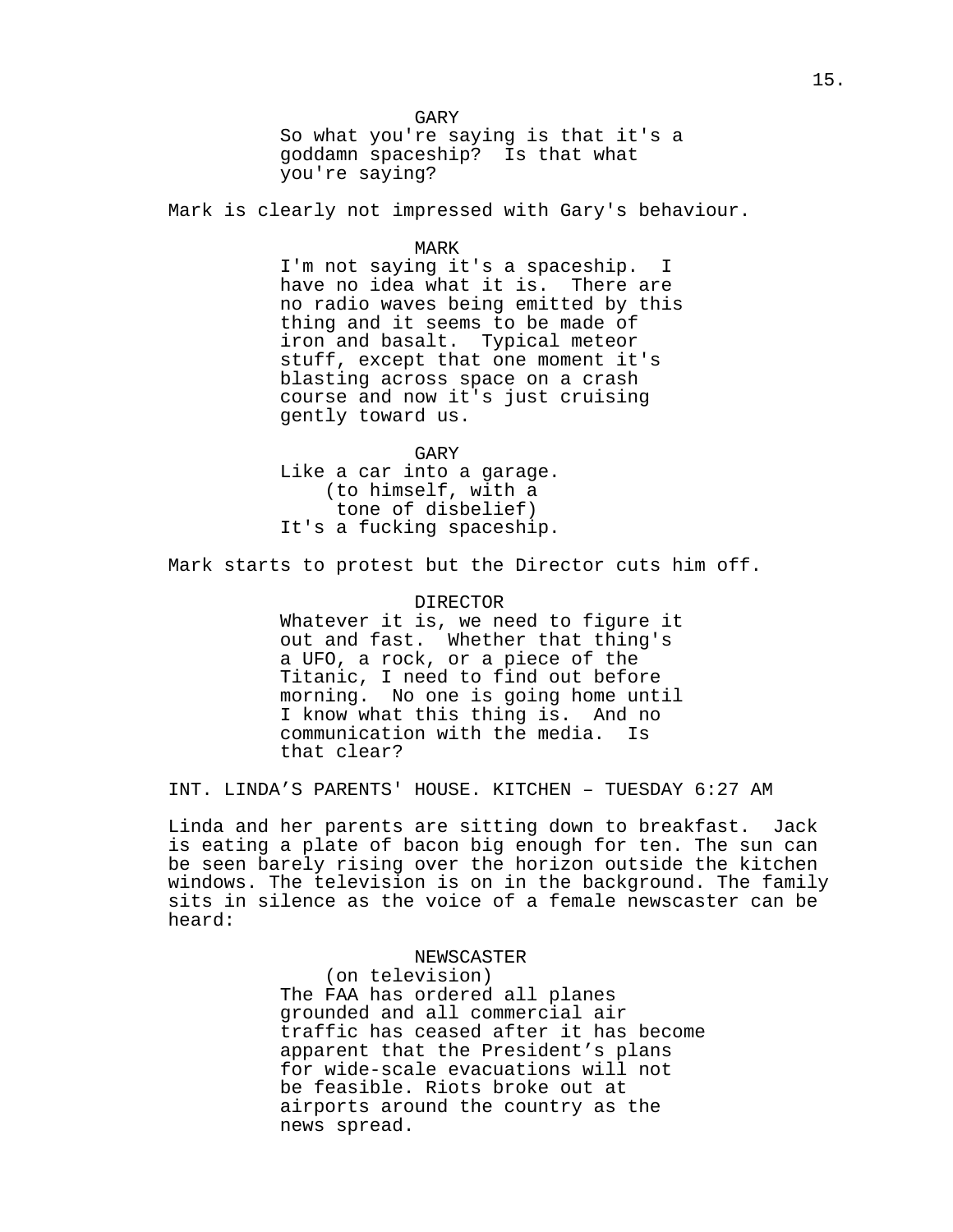GARY
So what you're saying is that it's a goddamn spaceship? Is that what you're saying?

Mark is clearly not impressed with Gary's behaviour.

MARK
I'm not saying it's a spaceship. I have no idea what it is. There are no radio waves being emitted by this thing and it seems to be made of iron and basalt. Typical meteor stuff, except that one moment it's blasting across space on a crash course and now it's just cruising gently toward us.

GARY
Like a car into a garage.
(to himself, with a tone of disbelief)
It's a fucking spaceship.

Mark starts to protest but the Director cuts him off.

DIRECTOR
Whatever it is, we need to figure it out and fast. Whether that thing's a UFO, a rock, or a piece of the Titanic, I need to find out before morning. No one is going home until I know what this thing is. And no communication with the media. Is that clear?

INT. LINDA’S PARENTS' HOUSE. KITCHEN – TUESDAY 6:27 AM

Linda and her parents are sitting down to breakfast. Jack is eating a plate of bacon big enough for ten. The sun can be seen barely rising over the horizon outside the kitchen windows. The television is on in the background. The family sits in silence as the voice of a female newscaster can be heard:

NEWSCASTER
(on television)
The FAA has ordered all planes grounded and all commercial air traffic has ceased after it has become apparent that the President’s plans for wide-scale evacuations will not be feasible. Riots broke out at airports around the country as the news spread.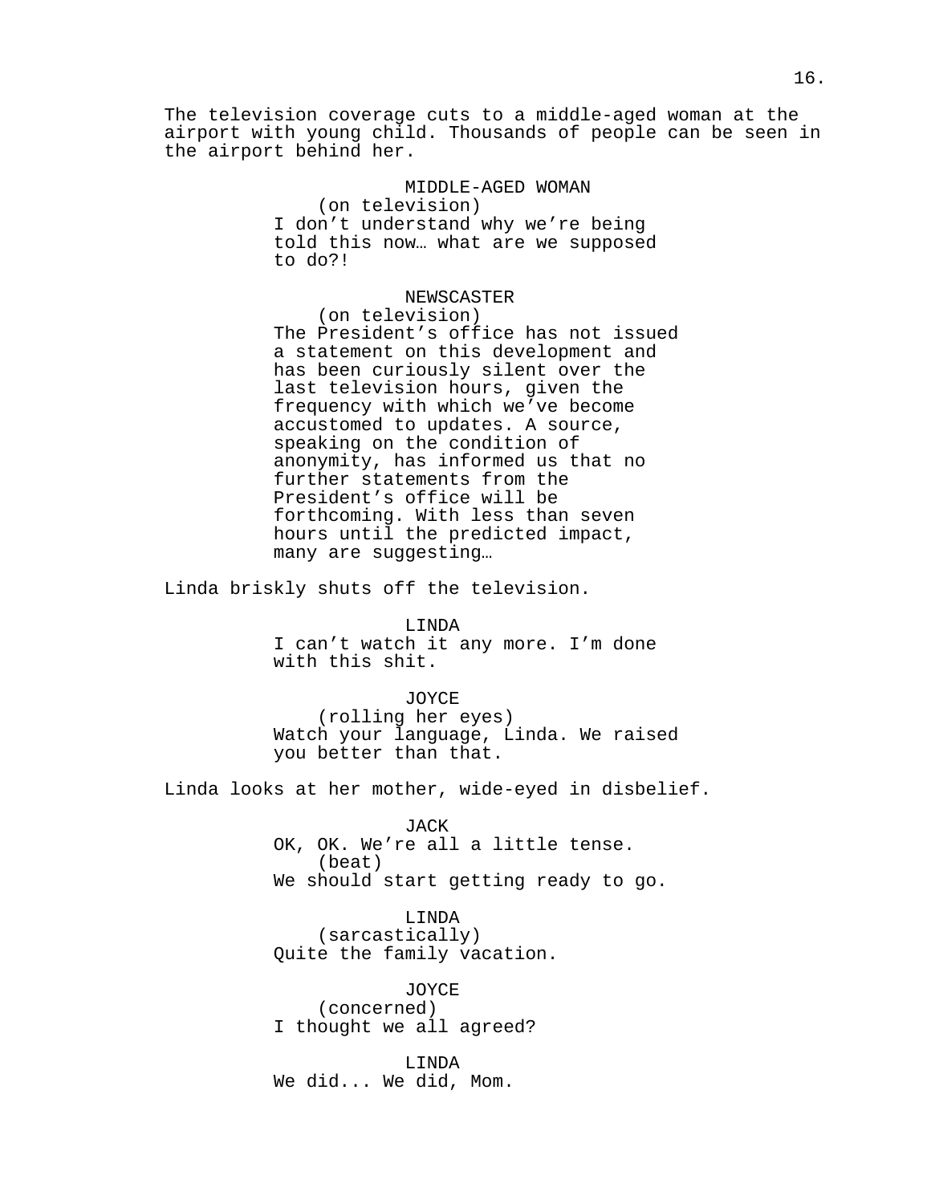The television coverage cuts to a middle-aged woman at the airport with young child. Thousands of people can be seen in the airport behind her.

MIDDLE-AGED WOMAN
(on television)
I don't understand why we're being told this now… what are we supposed to do?!

NEWSCASTER
(on television)
The President's office has not issued a statement on this development and has been curiously silent over the last television hours, given the frequency with which we've become accustomed to updates. A source, speaking on the condition of anonymity, has informed us that no further statements from the President's office will be forthcoming. With less than seven hours until the predicted impact, many are suggesting…

Linda briskly shuts off the television.

LINDA
I can't watch it any more. I'm done with this shit.

JOYCE
(rolling her eyes)
Watch your language, Linda. We raised you better than that.

Linda looks at her mother, wide-eyed in disbelief.

JACK
OK, OK. We're all a little tense.
(beat)
We should start getting ready to go.

LINDA
(sarcastically)
Quite the family vacation.

JOYCE
(concerned)
I thought we all agreed?

LINDA
We did... We did, Mom.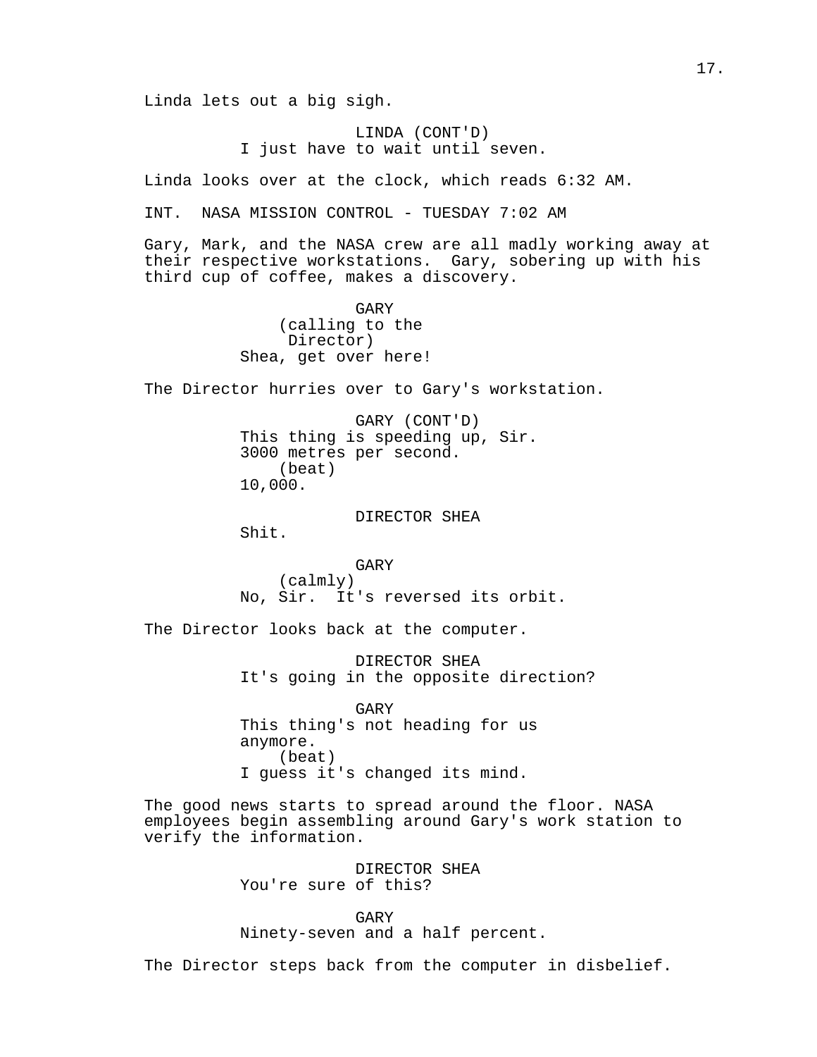Linda lets out a big sigh.

LINDA (CONT'D)
I just have to wait until seven.

Linda looks over at the clock, which reads 6:32 AM.

INT. NASA MISSION CONTROL - TUESDAY 7:02 AM

Gary, Mark, and the NASA crew are all madly working away at their respective workstations. Gary, sobering up with his third cup of coffee, makes a discovery.

GARY
(calling to the Director)
Shea, get over here!

The Director hurries over to Gary's workstation.

GARY (CONT'D)
This thing is speeding up, Sir. 3000 metres per second.
(beat)
10,000.

DIRECTOR SHEA
Shit.

GARY
(calmly)
No, Sir. It's reversed its orbit.

The Director looks back at the computer.

DIRECTOR SHEA
It's going in the opposite direction?

GARY
This thing's not heading for us anymore.
(beat)
I guess it's changed its mind.

The good news starts to spread around the floor. NASA employees begin assembling around Gary's work station to verify the information.

DIRECTOR SHEA
You're sure of this?

GARY
Ninety-seven and a half percent.

The Director steps back from the computer in disbelief.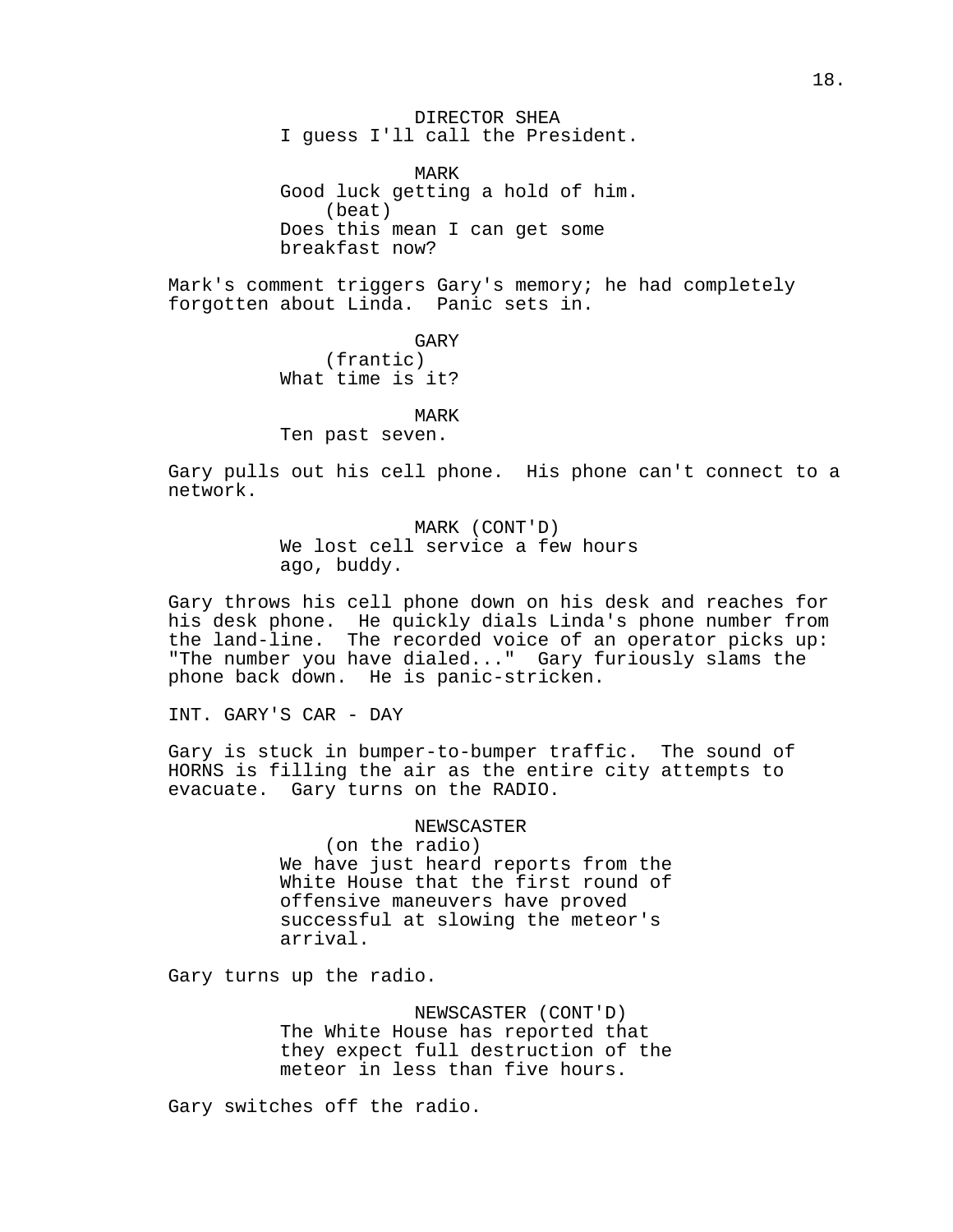DIRECTOR SHEA
I guess I'll call the President.

MARK
Good luck getting a hold of him.
(beat)
Does this mean I can get some breakfast now?

Mark's comment triggers Gary's memory; he had completely forgotten about Linda. Panic sets in.

GARY
(frantic)
What time is it?

MARK
Ten past seven.

Gary pulls out his cell phone. His phone can't connect to a network.

MARK (CONT'D)
We lost cell service a few hours ago, buddy.

Gary throws his cell phone down on his desk and reaches for his desk phone. He quickly dials Linda's phone number from the land-line. The recorded voice of an operator picks up: "The number you have dialed..." Gary furiously slams the phone back down. He is panic-stricken.

INT. GARY'S CAR - DAY

Gary is stuck in bumper-to-bumper traffic. The sound of HORNS is filling the air as the entire city attempts to evacuate. Gary turns on the RADIO.

NEWSCASTER
(on the radio)
We have just heard reports from the White House that the first round of offensive maneuvers have proved successful at slowing the meteor's arrival.

Gary turns up the radio.

NEWSCASTER (CONT'D)
The White House has reported that they expect full destruction of the meteor in less than five hours.

Gary switches off the radio.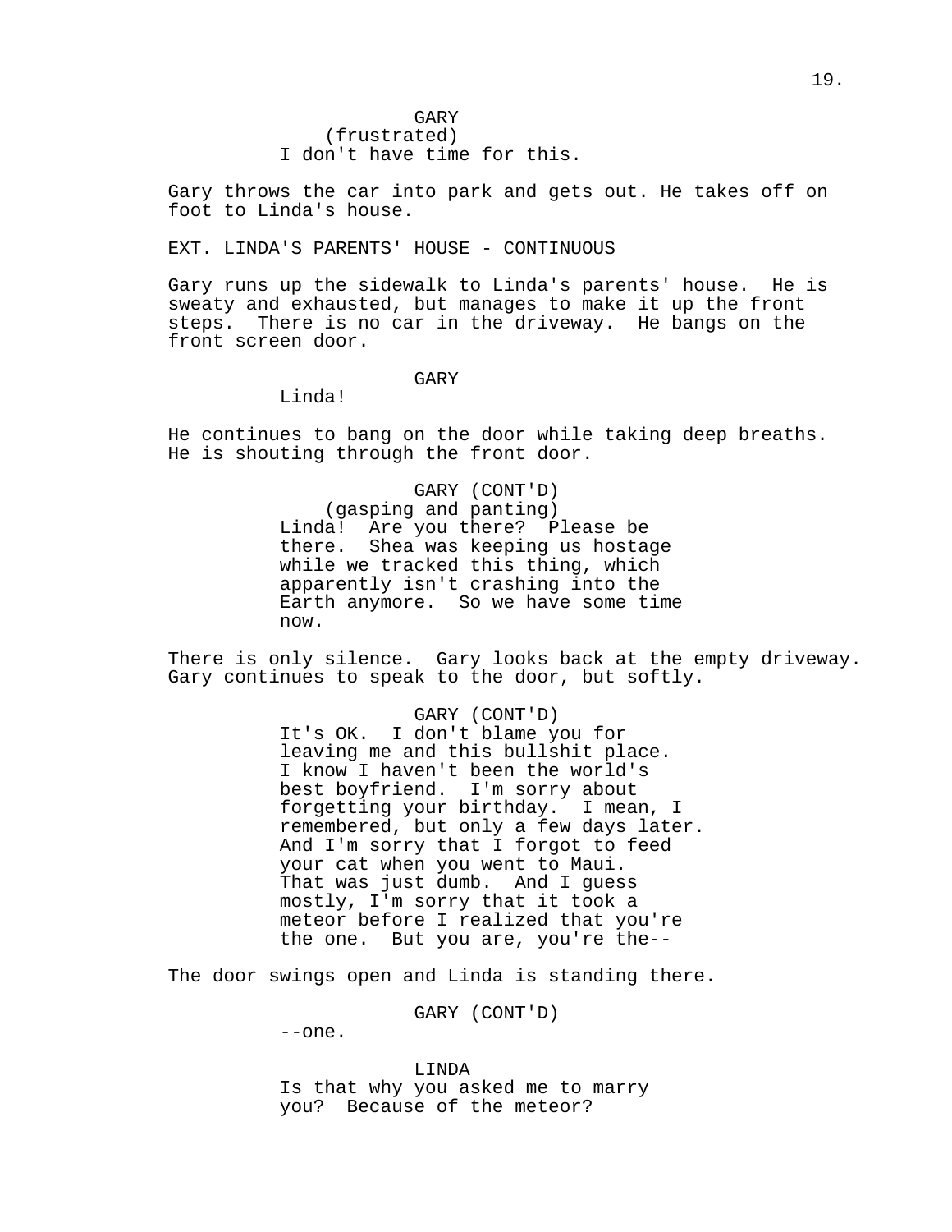GARY
(frustrated)
I don't have time for this.

Gary throws the car into park and gets out. He takes off on foot to Linda's house.

EXT. LINDA'S PARENTS' HOUSE - CONTINUOUS

Gary runs up the sidewalk to Linda's parents' house. He is sweaty and exhausted, but manages to make it up the front steps. There is no car in the driveway. He bangs on the front screen door.

GARY
Linda!

He continues to bang on the door while taking deep breaths. He is shouting through the front door.

GARY (CONT'D)
(gasping and panting)
Linda! Are you there? Please be there. Shea was keeping us hostage while we tracked this thing, which apparently isn't crashing into the Earth anymore. So we have some time now.

There is only silence. Gary looks back at the empty driveway. Gary continues to speak to the door, but softly.

GARY (CONT'D)
It's OK. I don't blame you for leaving me and this bullshit place. I know I haven't been the world's best boyfriend. I'm sorry about forgetting your birthday. I mean, I remembered, but only a few days later. And I'm sorry that I forgot to feed your cat when you went to Maui. That was just dumb. And I guess mostly, I'm sorry that it took a meteor before I realized that you're the one. But you are, you're the--

The door swings open and Linda is standing there.

GARY (CONT'D)
--one.

LINDA
Is that why you asked me to marry you? Because of the meteor?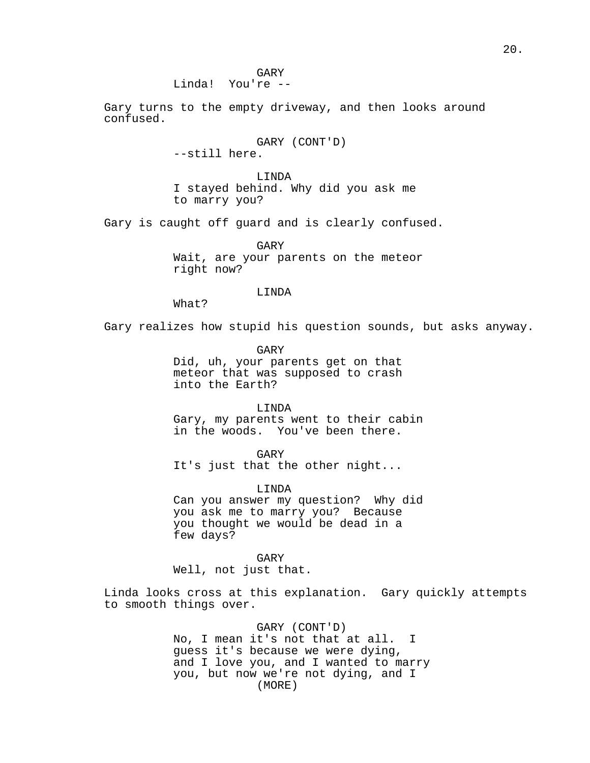GARY
Linda!  You're --

Gary turns to the empty driveway, and then looks around confused.

GARY (CONT'D)
--still here.

LINDA
I stayed behind. Why did you ask me to marry you?

Gary is caught off guard and is clearly confused.

GARY
Wait, are your parents on the meteor right now?

LINDA
What?

Gary realizes how stupid his question sounds, but asks anyway.

GARY
Did, uh, your parents get on that meteor that was supposed to crash into the Earth?

LINDA
Gary, my parents went to their cabin in the woods.  You've been there.

GARY
It's just that the other night...

LINDA
Can you answer my question?  Why did you ask me to marry you?  Because you thought we would be dead in a few days?

GARY
Well, not just that.

Linda looks cross at this explanation.  Gary quickly attempts to smooth things over.

GARY (CONT'D)
No, I mean it's not that at all.  I guess it's because we were dying, and I love you, and I wanted to marry you, but now we're not dying, and I
(MORE)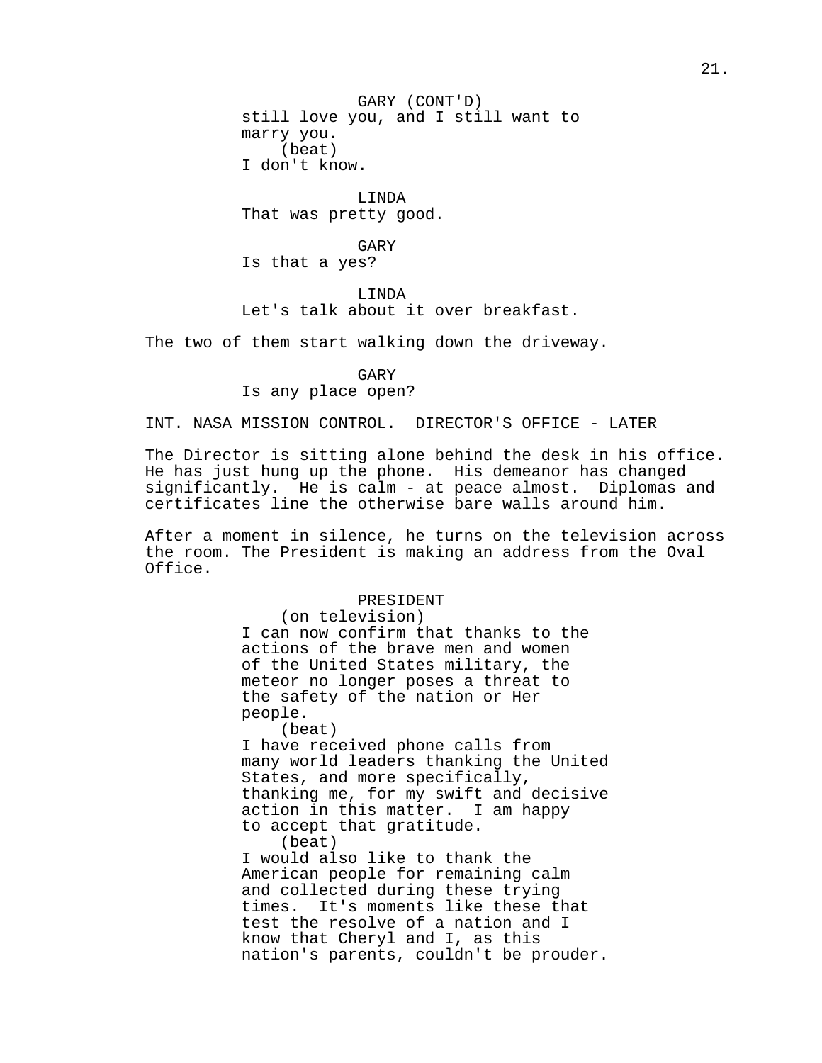GARY (CONT'D)
still love you, and I still want to marry you.
(beat)
I don't know.

LINDA
That was pretty good.

GARY
Is that a yes?

LINDA
Let's talk about it over breakfast.

The two of them start walking down the driveway.

GARY
Is any place open?

INT. NASA MISSION CONTROL. DIRECTOR'S OFFICE - LATER

The Director is sitting alone behind the desk in his office. He has just hung up the phone. His demeanor has changed significantly. He is calm - at peace almost. Diplomas and certificates line the otherwise bare walls around him.

After a moment in silence, he turns on the television across the room. The President is making an address from the Oval Office.

PRESIDENT
(on television)
I can now confirm that thanks to the actions of the brave men and women of the United States military, the meteor no longer poses a threat to the safety of the nation or Her people.
(beat)
I have received phone calls from many world leaders thanking the United States, and more specifically, thanking me, for my swift and decisive action in this matter. I am happy to accept that gratitude.
(beat)
I would also like to thank the American people for remaining calm and collected during these trying times. It's moments like these that test the resolve of a nation and I know that Cheryl and I, as this nation's parents, couldn't be prouder.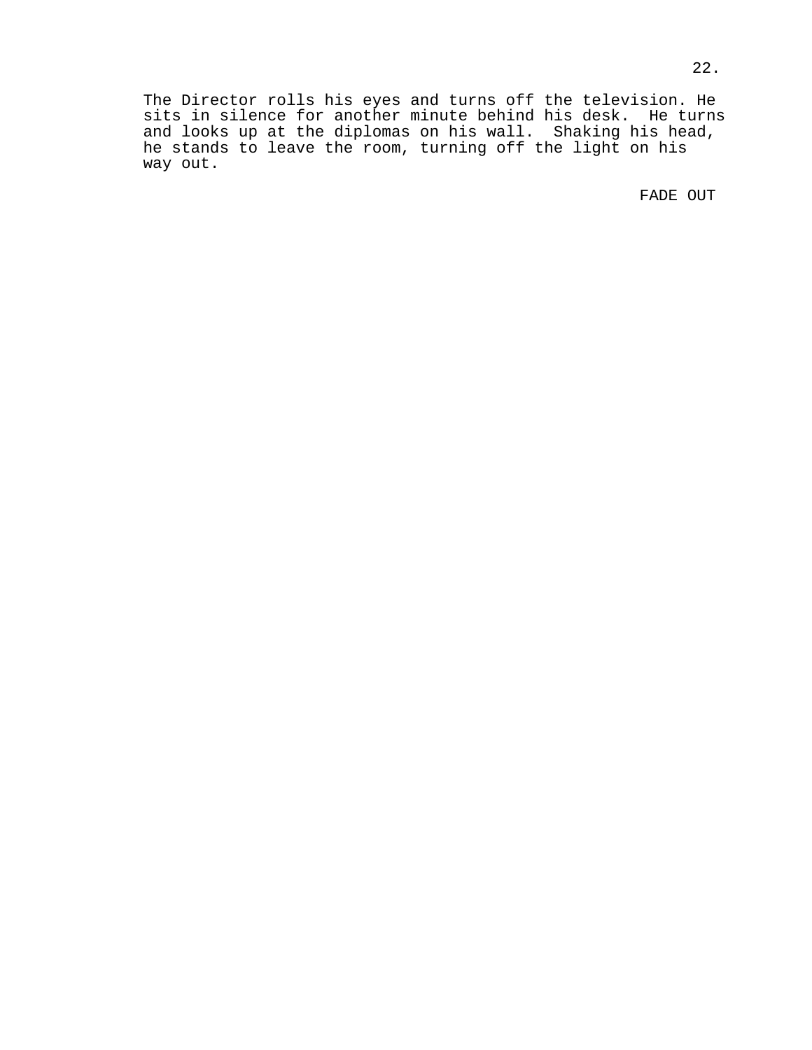The Director rolls his eyes and turns off the television. He sits in silence for another minute behind his desk.  He turns and looks up at the diplomas on his wall.  Shaking his head, he stands to leave the room, turning off the light on his way out.

FADE OUT